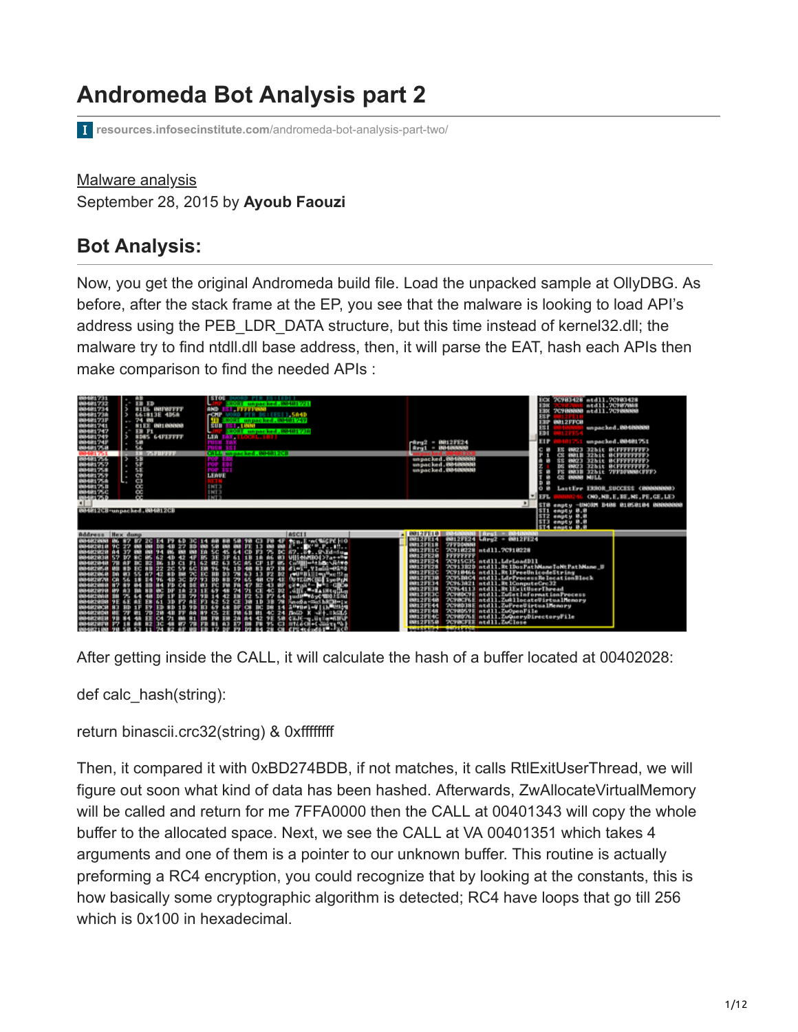# Andromeda Bot Analysis part 2

resources.infosecinstitute.com/andromeda-bot-analysis-part-two/

Malware analysis

September 28, 2015 by **Ayoub Faouzi**

## Bot Analysis:

Now, you get the original Andromeda build file. Load the unpacked sample at OllyDBG. As before, after the stack frame at the EP, you see that the malware is looking to load API's address using the PEB_LDR_DATA structure, but this time instead of kernel32.dll; the malware try to find ntdll.dll base address, then, it will parse the EAT, hash each APIs then make comparison to find the needed APIs :

After getting inside the CALL, it will calculate the hash of a buffer located at 00402028:

def calc_hash(string):

return binascii.crc32(string) & 0xffffffff

Then, it compared it with 0xBD274BDB, if not matches, it calls RtlExitUserThread, we will figure out soon what kind of data has been hashed. Afterwards, ZwAllocateVirtualMemory will be called and return for me 7FFA0000 then the CALL at 00401343 will copy the whole buffer to the allocated space. Next, we see the CALL at VA 00401351 which takes 4 arguments and one of them is a pointer to our unknown buffer. This routine is actually preforming a RC4 encryption, you could recognize that by looking at the constants, this is how basically some cryptographic algorithm is detected; RC4 have loops that go till 256 which is 0x100 in hexadecimal.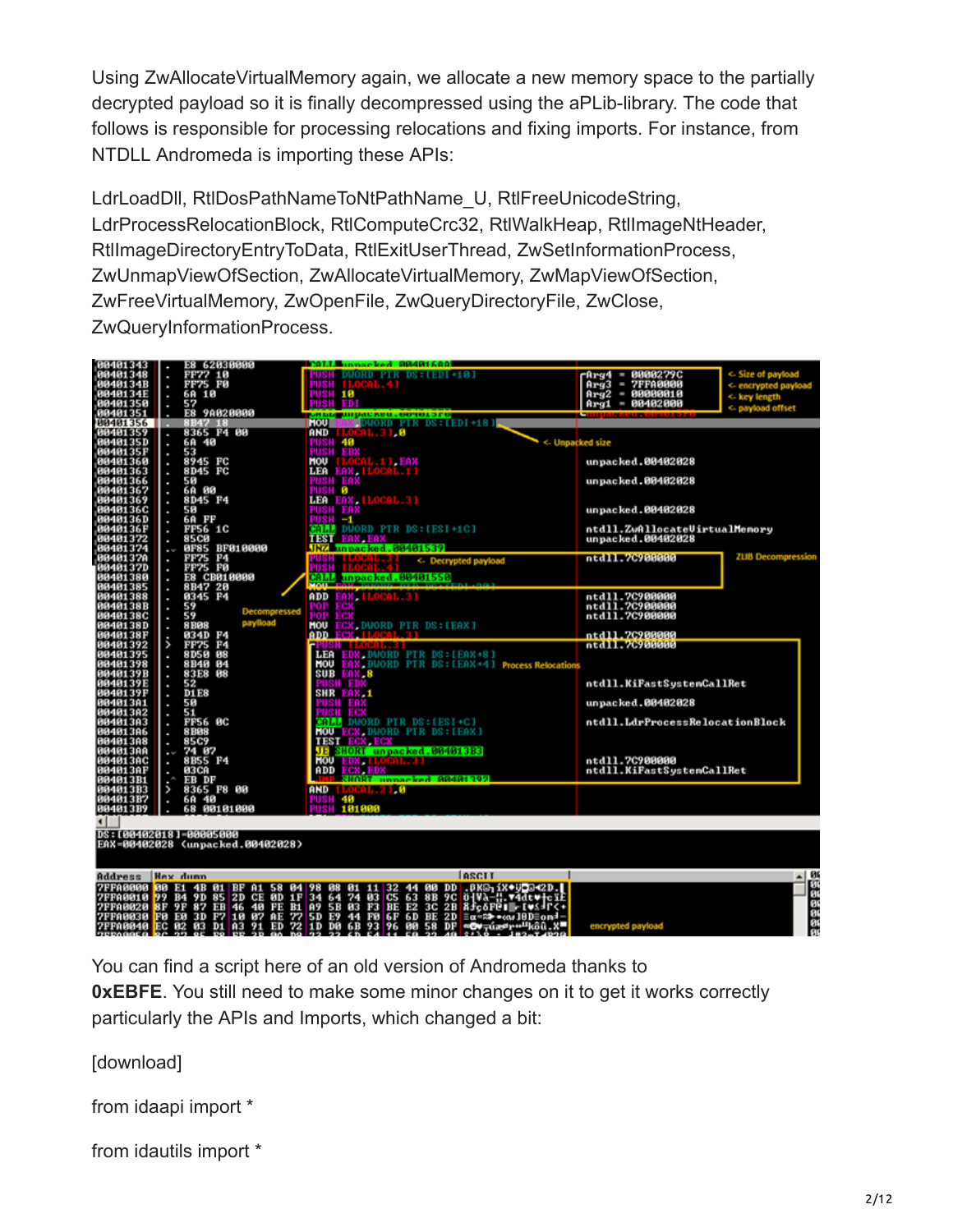Using ZwAllocateVirtualMemory again, we allocate a new memory space to the partially decrypted payload so it is finally decompressed using the aPLib-library. The code that follows is responsible for processing relocations and fixing imports. For instance, from NTDLL Andromeda is importing these APIs:

LdrLoadDll, RtlDosPathNameToNtPathName_U, RtlFreeUnicodeString, LdrProcessRelocationBlock, RtlComputeCrc32, RtlWalkHeap, RtlImageNtHeader, RtlImageDirectoryEntryToData, RtlExitUserThread, ZwSetInformationProcess, ZwUnmapViewOfSection, ZwAllocateVirtualMemory, ZwMapViewOfSection, ZwFreeVirtualMemory, ZwOpenFile, ZwQueryDirectoryFile, ZwClose, ZwQueryInformationProcess.

You can find a script here of an old version of Andromeda thanks to **0xEBFE**. You still need to make some minor changes on it to get it works correctly particularly the APIs and Imports, which changed a bit:

[download]

from idaapi import *

from idautils import *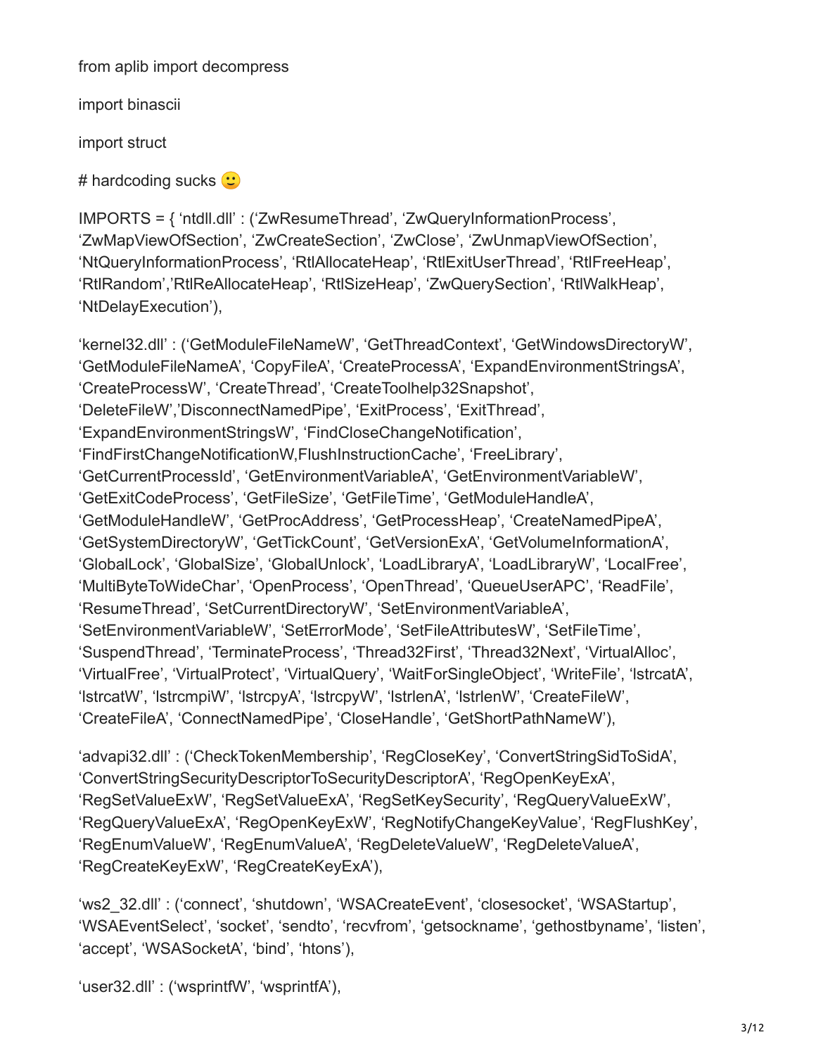```
from aplib import decompress

import binascii

import struct

# hardcoding sucks 🙂

IMPORTS = { 'ntdll.dll' : ('ZwResumeThread', 'ZwQueryInformationProcess',
'ZwMapViewOfSection', 'ZwCreateSection', 'ZwClose', 'ZwUnmapViewOfSection',
'NtQueryInformationProcess', 'RtlAllocateHeap', 'RtlExitUserThread', 'RtlFreeHeap',
'RtlRandom','RtlReAllocateHeap', 'RtlSizeHeap', 'ZwQuerySection', 'RtlWalkHeap',
'NtDelayExecution'),

'kernel32.dll' : ('GetModuleFileNameW', 'GetThreadContext', 'GetWindowsDirectoryW',
'GetModuleFileNameA', 'CopyFileA', 'CreateProcessA', 'ExpandEnvironmentStringsA',
'CreateProcessW', 'CreateThread', 'CreateToolhelp32Snapshot',
'DeleteFileW','DisconnectNamedPipe', 'ExitProcess', 'ExitThread',
'ExpandEnvironmentStringsW', 'FindCloseChangeNotification',
'FindFirstChangeNotificationW,FlushInstructionCache', 'FreeLibrary',
'GetCurrentProcessId', 'GetEnvironmentVariableA', 'GetEnvironmentVariableW',
'GetExitCodeProcess', 'GetFileSize', 'GetFileTime', 'GetModuleHandleA',
'GetModuleHandleW', 'GetProcAddress', 'GetProcessHeap', 'CreateNamedPipeA',
'GetSystemDirectoryW', 'GetTickCount', 'GetVersionExA', 'GetVolumeInformationA',
'GlobalLock', 'GlobalSize', 'GlobalUnlock', 'LoadLibraryA', 'LoadLibraryW', 'LocalFree',
'MultiByteToWideChar', 'OpenProcess', 'OpenThread', 'QueueUserAPC', 'ReadFile',
'ResumeThread', 'SetCurrentDirectoryW', 'SetEnvironmentVariableA',
'SetEnvironmentVariableW', 'SetErrorMode', 'SetFileAttributesW', 'SetFileTime',
'SuspendThread', 'TerminateProcess', 'Thread32First', 'Thread32Next', 'VirtualAlloc',
'VirtualFree', 'VirtualProtect', 'VirtualQuery', 'WaitForSingleObject', 'WriteFile', 'lstrcatA',
'lstrcatW', 'lstrcmpiW', 'lstrcpyA', 'lstrcpyW', 'lstrlenA', 'lstrlenW', 'CreateFileW',
'CreateFileA', 'ConnectNamedPipe', 'CloseHandle', 'GetShortPathNameW'),

'advapi32.dll' : ('CheckTokenMembership', 'RegCloseKey', 'ConvertStringSidToSidA',
'ConvertStringSecurityDescriptorToSecurityDescriptorA', 'RegOpenKeyExA',
'RegSetValueExW', 'RegSetValueExA', 'RegSetKeySecurity', 'RegQueryValueExW',
'RegQueryValueExA', 'RegOpenKeyExW', 'RegNotifyChangeKeyValue', 'RegFlushKey',
'RegEnumValueW', 'RegEnumValueA', 'RegDeleteValueW', 'RegDeleteValueA',
'RegCreateKeyExW', 'RegCreateKeyExA'),

'ws2_32.dll' : ('connect', 'shutdown', 'WSACreateEvent', 'closesocket', 'WSAStartup',
'WSAEventSelect', 'socket', 'sendto', 'recvfrom', 'getsockname', 'gethostbyname', 'listen',
'accept', 'WSASocketA', 'bind', 'htons'),

'user32.dll' : ('wsprintfW', 'wsprintfA'),
```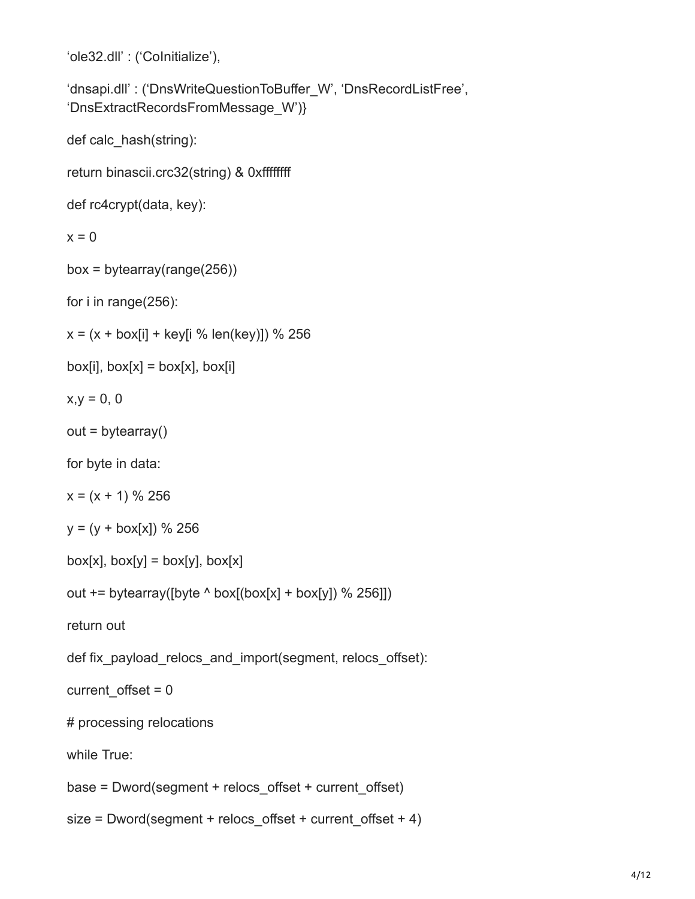```
'ole32.dll' : ('CoInitialize'),

'dnsapi.dll' : ('DnsWriteQuestionToBuffer_W', 'DnsRecordListFree',
'DnsExtractRecordsFromMessage_W')}

def calc_hash(string):

return binascii.crc32(string) & 0xffffffff

def rc4crypt(data, key):

x = 0

box = bytearray(range(256))

for i in range(256):

x = (x + box[i] + key[i % len(key)]) % 256

box[i], box[x] = box[x], box[i]

x,y = 0, 0

out = bytearray()

for byte in data:

x = (x + 1) % 256

y = (y + box[x]) % 256

box[x], box[y] = box[y], box[x]

out += bytearray([byte ^ box[(box[x] + box[y]) % 256]])

return out

def fix_payload_relocs_and_import(segment, relocs_offset):

current_offset = 0

# processing relocations

while True:

base = Dword(segment + relocs_offset + current_offset)

size = Dword(segment + relocs_offset + current_offset + 4)
```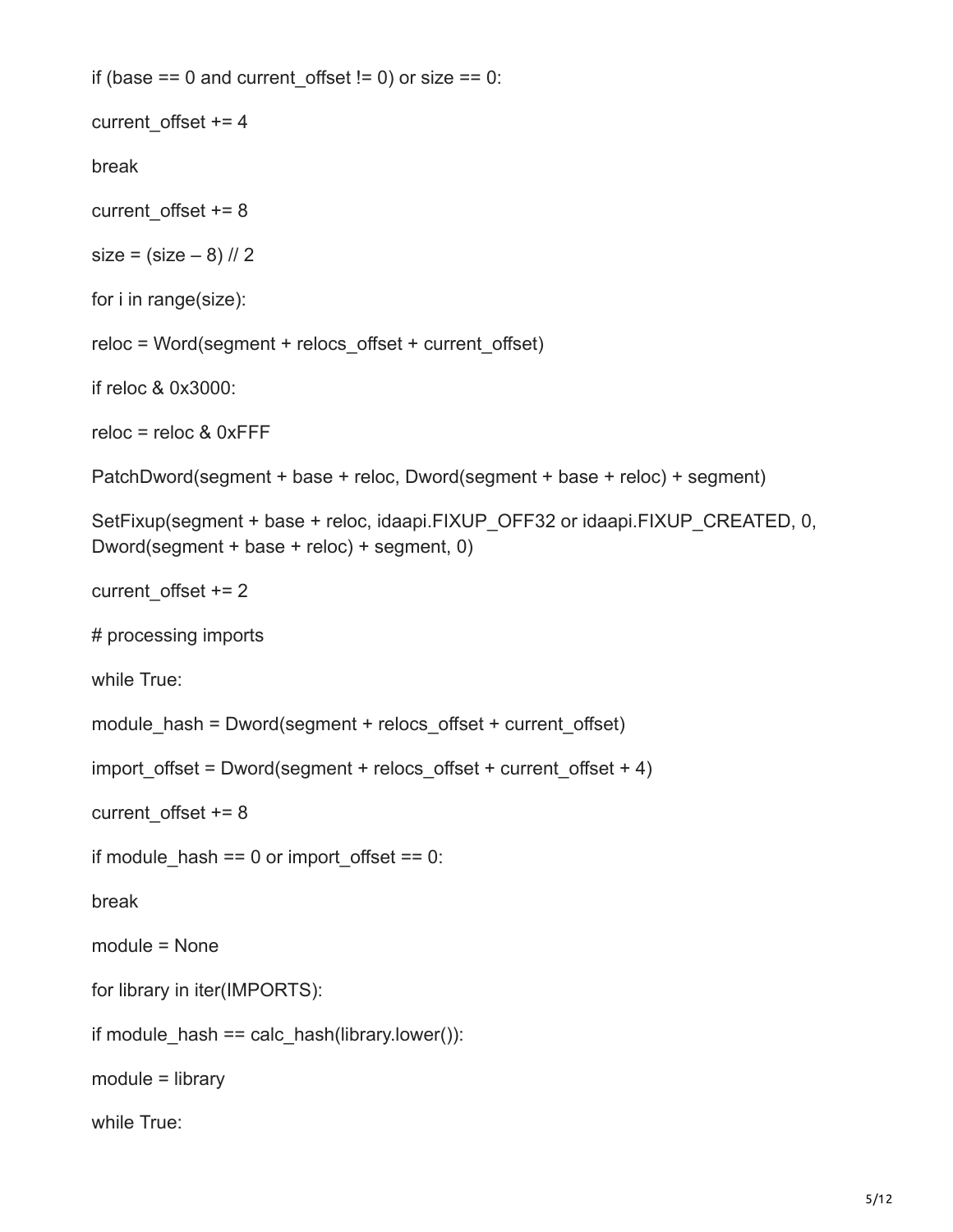```
if (base == 0 and current_offset != 0) or size == 0:

current_offset += 4

break

current_offset += 8

size = (size – 8) // 2

for i in range(size):

reloc = Word(segment + relocs_offset + current_offset)

if reloc & 0x3000:

reloc = reloc & 0xFFF

PatchDword(segment + base + reloc, Dword(segment + base + reloc) + segment)

SetFixup(segment + base + reloc, idaapi.FIXUP_OFF32 or idaapi.FIXUP_CREATED, 0,
Dword(segment + base + reloc) + segment, 0)

current_offset += 2

# processing imports

while True:

module_hash = Dword(segment + relocs_offset + current_offset)

import_offset = Dword(segment + relocs_offset + current_offset + 4)

current_offset += 8

if module_hash == 0 or import_offset == 0:

break

module = None

for library in iter(IMPORTS):

if module_hash == calc_hash(library.lower()):

module = library

while True:
```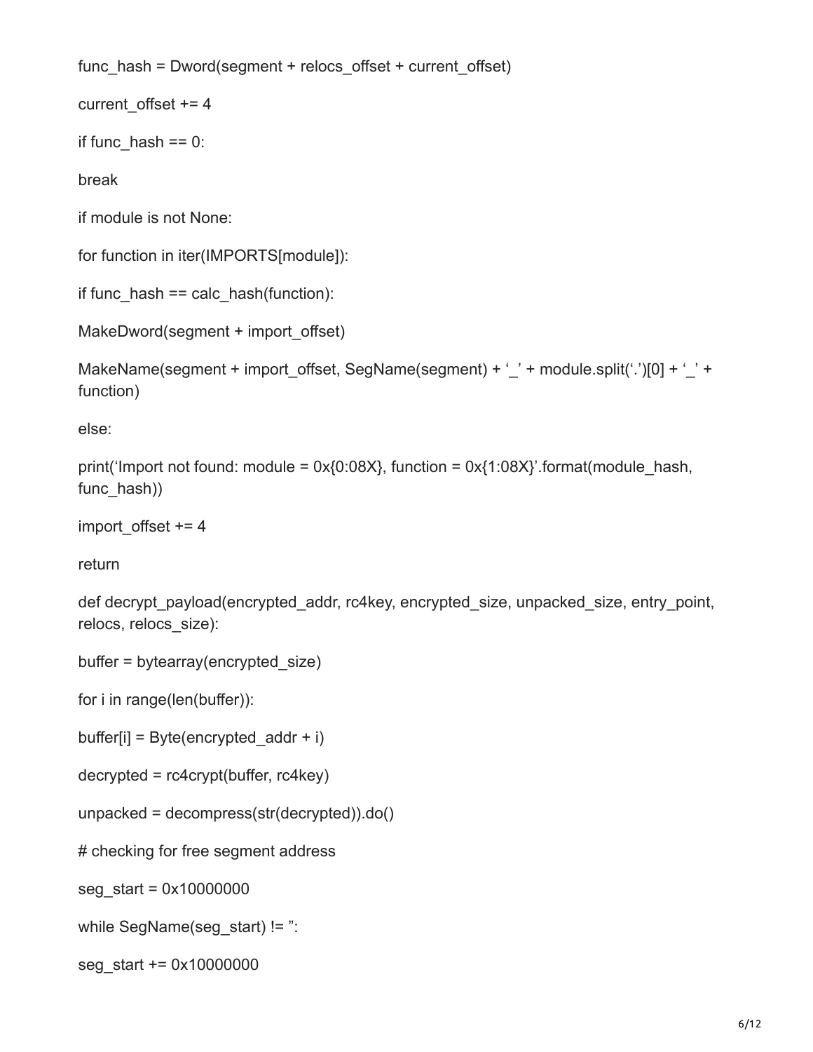```
func_hash = Dword(segment + relocs_offset + current_offset)

current_offset += 4

if func_hash == 0:

break

if module is not None:

for function in iter(IMPORTS[module]):

if func_hash == calc_hash(function):

MakeDword(segment + import_offset)

MakeName(segment + import_offset, SegName(segment) + '_' + module.split('.')[0] + '_' +
function)

else:

print('Import not found: module = 0x{0:08X}, function = 0x{1:08X}'.format(module_hash,
func_hash))

import_offset += 4

return

def decrypt_payload(encrypted_addr, rc4key, encrypted_size, unpacked_size, entry_point,
relocs, relocs_size):

buffer = bytearray(encrypted_size)

for i in range(len(buffer)):

buffer[i] = Byte(encrypted_addr + i)

decrypted = rc4crypt(buffer, rc4key)

unpacked = decompress(str(decrypted)).do()

# checking for free segment address

seg_start = 0x10000000

while SegName(seg_start) != '':

seg_start += 0x10000000
```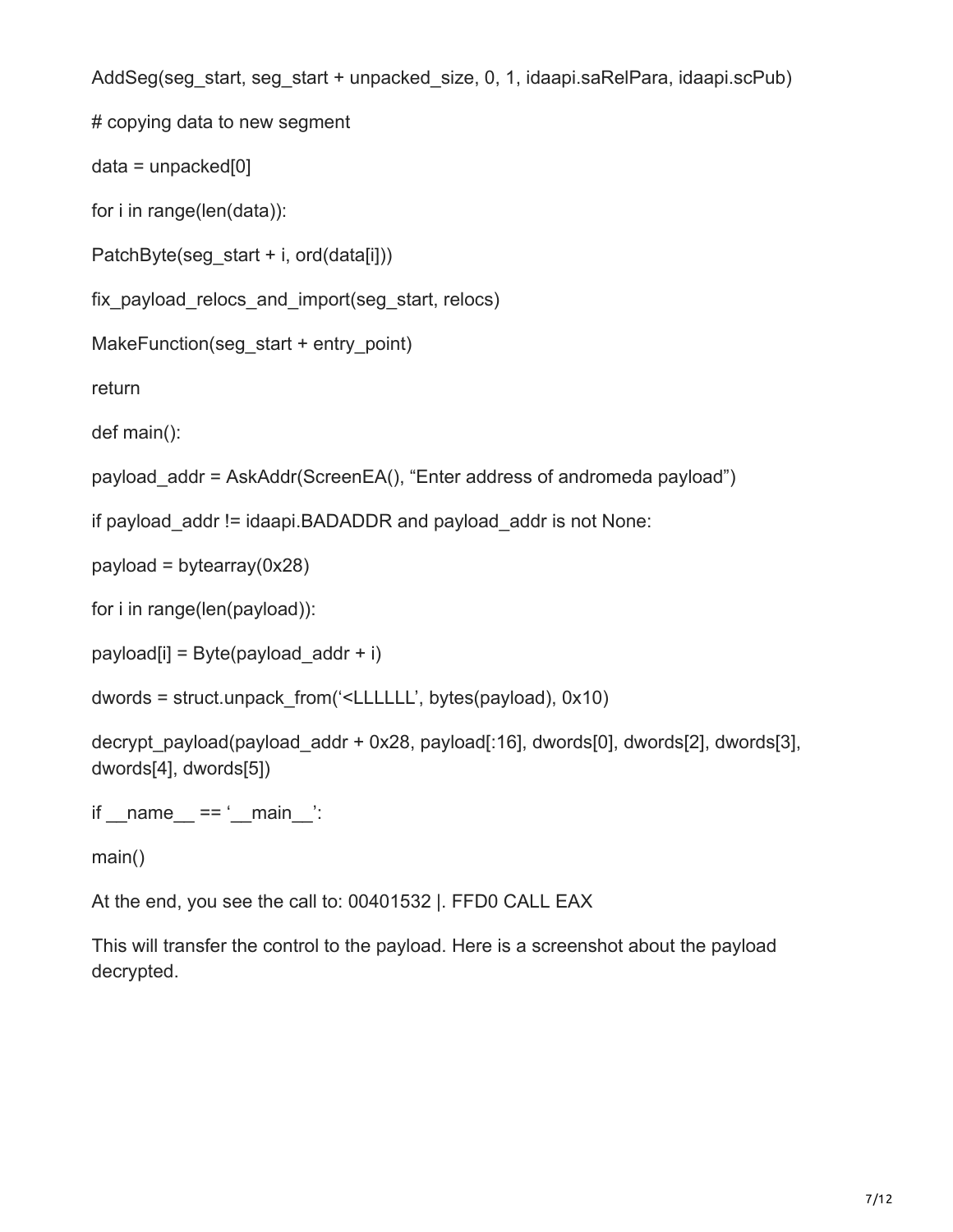```
AddSeg(seg_start, seg_start + unpacked_size, 0, 1, idaapi.saRelPara, idaapi.scPub)

# copying data to new segment

data = unpacked[0]

for i in range(len(data)):

PatchByte(seg_start + i, ord(data[i]))

fix_payload_relocs_and_import(seg_start, relocs)

MakeFunction(seg_start + entry_point)

return

def main():

payload_addr = AskAddr(ScreenEA(), "Enter address of andromeda payload")

if payload_addr != idaapi.BADADDR and payload_addr is not None:

payload = bytearray(0x28)

for i in range(len(payload)):

payload[i] = Byte(payload_addr + i)

dwords = struct.unpack_from('<LLLLLL', bytes(payload), 0x10)

decrypt_payload(payload_addr + 0x28, payload[:16], dwords[0], dwords[2], dwords[3], dwords[4], dwords[5])

if __name__ == '__main__':

main()
```

At the end, you see the call to: 00401532 |. FFD0 CALL EAX

This will transfer the control to the payload. Here is a screenshot about the payload decrypted.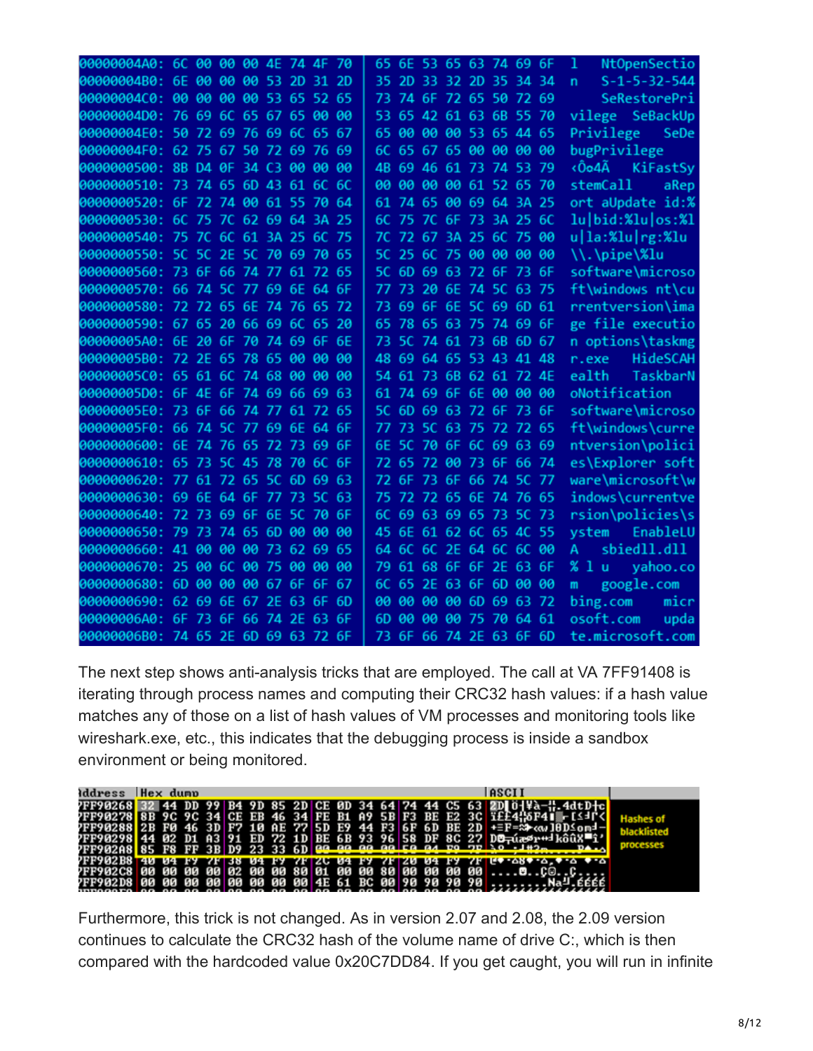```
000004A0: 6C 00 00 00 4E 74 4F 70  65 6E 53 65 63 74 69 6F  l   NtOpenSectio
000004B0: 6E 00 00 00 53 2D 31 2D  35 2D 33 32 2D 35 34 34  n   S-1-5-32-544
000004C0: 00 00 00 00 53 65 52 65  73 74 6F 72 65 50 72 69      SeRestorePri
000004D0: 76 69 6C 65 67 65 00 00  53 65 42 61 63 6B 55 70  vilege  SeBackUp
000004E0: 50 72 69 76 69 6C 65 67  65 00 00 00 53 65 44 65  Privilege   SeDe
000004F0: 62 75 67 50 72 69 76 69  6C 65 67 65 00 00 00 00  bugPrivilege
00000500: 8B D4 0F 34 C3 00 00 00  4B 69 46 61 73 74 53 79  ‹Ô¤4Ã   KiFastSy
00000510: 73 74 65 6D 43 61 6C 6C  00 00 00 00 61 52 65 70  stemCall    aRep
00000520: 6F 72 74 00 61 55 70 64  61 74 65 00 69 64 3A 25  ort aUpdate id:%
00000530: 6C 75 7C 62 69 64 3A 25  6C 75 7C 6F 73 3A 25 6C  lu|bid:%lu|os:%l
00000540: 75 7C 6C 61 3A 25 6C 75  7C 72 67 3A 25 6C 75 00  u|la:%lu|rg:%lu
00000550: 5C 5C 2E 5C 70 69 70 65  5C 25 6C 75 00 00 00 00  \\.\pipe\%lu
00000560: 73 6F 66 74 77 61 72 65  5C 6D 69 63 72 6F 73 6F  software\microso
00000570: 66 74 5C 77 69 6E 64 6F  77 73 20 6E 74 5C 63 75  ft\windows nt\cu
00000580: 72 72 65 6E 74 76 65 72  73 69 6F 6E 5C 69 6D 61  rrentversion\ima
00000590: 67 65 20 66 69 6C 65 20  65 78 65 63 75 74 69 6F  ge file executio
000005A0: 6E 20 6F 70 74 69 6F 6E  73 5C 74 61 73 6B 6D 67  n options\taskmg
000005B0: 72 2E 65 78 65 00 00 00  48 69 64 65 53 43 41 48  r.exe   HideSCAH
000005C0: 65 61 6C 74 68 00 00 00  54 61 73 6B 62 61 72 4E  ealth   TaskbarN
000005D0: 6F 4E 6F 74 69 66 69 63  61 74 69 6F 6E 00 00 00  oNotification
000005E0: 73 6F 66 74 77 61 72 65  5C 6D 69 63 72 6F 73 6F  software\microso
000005F0: 66 74 5C 77 69 6E 64 6F  77 73 5C 63 75 72 72 65  ft\windows\curre
00000600: 6E 74 76 65 72 73 69 6F  6E 5C 70 6F 6C 69 63 69  ntversion\polici
00000610: 65 73 5C 45 78 70 6C 6F  72 65 72 00 73 6F 66 74  es\Explorer soft
00000620: 77 61 72 65 5C 6D 69 63  72 6F 73 6F 66 74 5C 77  ware\microsoft\w
00000630: 69 6E 64 6F 77 73 5C 63  75 72 72 65 6E 74 76 65  indows\currentve
00000640: 72 73 69 6F 6E 5C 70 6F  6C 69 63 69 65 73 5C 73  rsion\policies\s
00000650: 79 73 74 65 6D 00 00 00  45 6E 61 62 6C 65 4C 55  ystem   EnableLU
00000660: 41 00 00 00 73 62 69 65  64 6C 6C 2E 64 6C 6C 00  A   sbiedll.dll
00000670: 25 00 6C 00 75 00 00 00  79 61 68 6F 6F 2E 63 6F  % l u   yahoo.co
00000680: 6D 00 00 00 67 6F 6F 67  6C 65 2E 63 6F 6D 00 00  m   google.com
00000690: 62 69 6E 67 2E 63 6F 6D  00 00 00 00 6D 69 63 72  bing.com    micr
000006A0: 6F 73 6F 66 74 2E 63 6F  6D 00 00 00 75 70 64 61  osoft.com   upda
000006B0: 74 65 2E 6D 69 63 72 6F  73 6F 66 74 2E 63 6F 6D  te.microsoft.com
```

The next step shows anti-analysis tricks that are employed. The call at VA 7FF91408 is iterating through process names and computing their CRC32 hash values: if a hash value matches any of those on a list of hash values of VM processes and monitoring tools like wireshark.exe, etc., this indicates that the debugging process is inside a sandbox environment or being monitored.

```
Address  Hex dump                                         ASCII
7FF90268 32 44 DD 99 B4 9D 85 2D CE 0D 34 64 74 44 C5 63
7FF90278 8B 9C 9C 34 CE EB 46 34 FE B1 A9 5B F3 BE E2 3C
7FF90288 2B F0 46 3D F7 10 AE 77 5D E9 44 F3 6F 6D BE 2D
7FF90298 44 02 D1 A3 91 ED 72 1D BE 6B 93 96 58 DF 8C 27
7FF902A8 85 F8 FF 3B D9 23 33 6D 00 00 00 00 50 04 F9 7F
7FF902B8 40 04 F9 7F 38 04 F9 7F 2C 04 F9 7F 20 04 F9 7F
7FF902C8 00 00 00 00 02 00 00 80 01 00 00 80 00 00 00 00
7FF902D8 00 00 00 00 00 00 00 00 4E 61 BC 00 90 90 90 90  ........Na¼.ÉÉÉÉ
```

Hashes of blacklisted processes

Furthermore, this trick is not changed. As in version 2.07 and 2.08, the 2.09 version continues to calculate the CRC32 hash of the volume name of drive C:, which is then compared with the hardcoded value 0x20C7DD84. If you get caught, you will run in infinite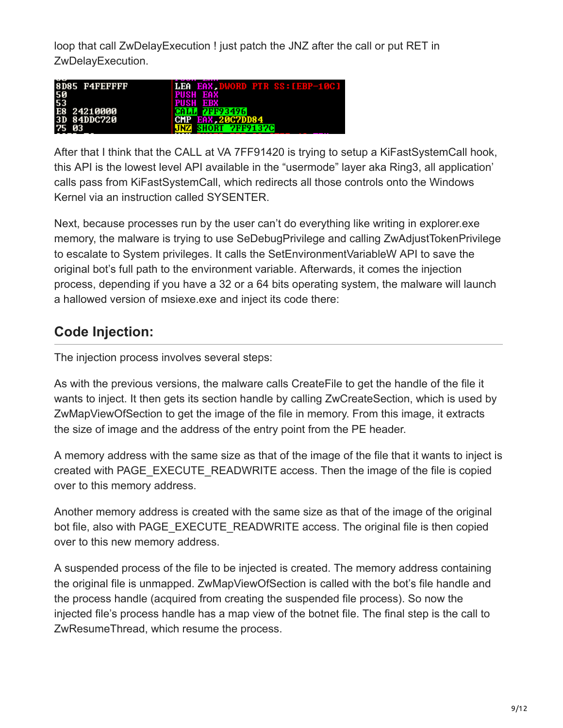loop that call ZwDelayExecution ! just patch the JNZ after the call or put RET in ZwDelayExecution.

```
8D85 F4FEFFFF    LEA EAX,DWORD PTR SS:[EBP-10C]
50               PUSH EAX
53               PUSH EBX
E8 24210000      CALL 7FF93496
3D 84DDC720      CMP EAX,20C7DD84
75 03            JNZ SHORT 7FF9137C
```

After that I think that the CALL at VA 7FF91420 is trying to setup a KiFastSystemCall hook, this API is the lowest level API available in the "usermode" layer aka Ring3, all application' calls pass from KiFastSystemCall, which redirects all those controls onto the Windows Kernel via an instruction called SYSENTER.

Next, because processes run by the user can't do everything like writing in explorer.exe memory, the malware is trying to use SeDebugPrivilege and calling ZwAdjustTokenPrivilege to escalate to System privileges. It calls the SetEnvironmentVariableW API to save the original bot's full path to the environment variable. Afterwards, it comes the injection process, depending if you have a 32 or a 64 bits operating system, the malware will launch a hallowed version of msiexe.exe and inject its code there:

## Code Injection:

The injection process involves several steps:

As with the previous versions, the malware calls CreateFile to get the handle of the file it wants to inject. It then gets its section handle by calling ZwCreateSection, which is used by ZwMapViewOfSection to get the image of the file in memory. From this image, it extracts the size of image and the address of the entry point from the PE header.

A memory address with the same size as that of the image of the file that it wants to inject is created with PAGE_EXECUTE_READWRITE access. Then the image of the file is copied over to this memory address.

Another memory address is created with the same size as that of the image of the original bot file, also with PAGE_EXECUTE_READWRITE access. The original file is then copied over to this new memory address.

A suspended process of the file to be injected is created. The memory address containing the original file is unmapped. ZwMapViewOfSection is called with the bot's file handle and the process handle (acquired from creating the suspended file process). So now the injected file's process handle has a map view of the botnet file. The final step is the call to ZwResumeThread, which resume the process.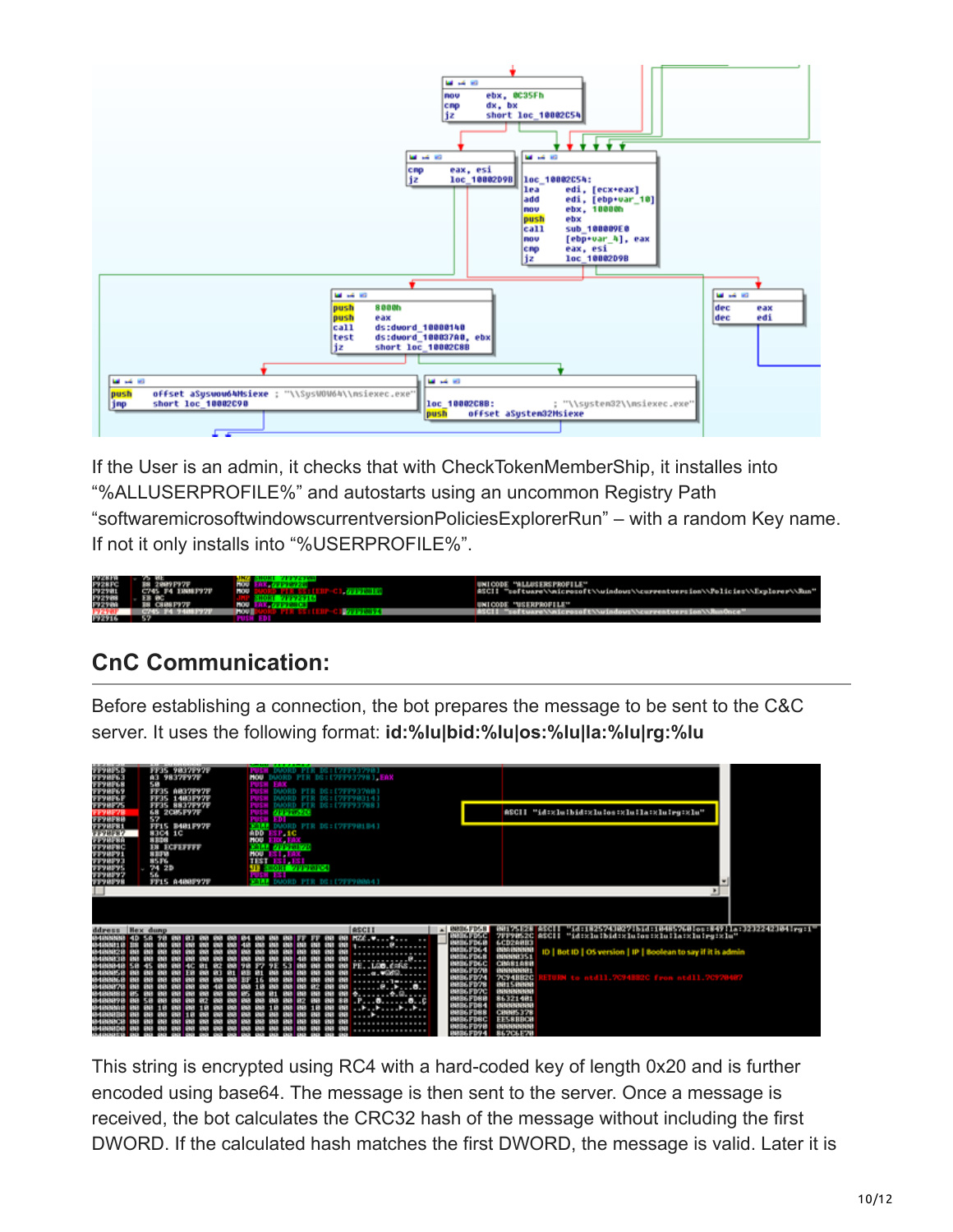If the User is an admin, it checks that with CheckTokenMemberShip, it installes into "%ALLUSERPROFILE%" and autostarts using an uncommon Registry Path "softwaremicrosoftwindowscurrentversionPoliciesExplorerRun" – with a random Key name. If not it only installs into "%USERPROFILE%".

## CnC Communication:

Before establishing a connection, the bot prepares the message to be sent to the C&C server. It uses the following format: **id:%lu|bid:%lu|os:%lu|la:%lu|rg:%lu**

This string is encrypted using RC4 with a hard-coded key of length 0x20 and is further encoded using base64. The message is then sent to the server. Once a message is received, the bot calculates the CRC32 hash of the message without including the first DWORD. If the calculated hash matches the first DWORD, the message is valid. Later it is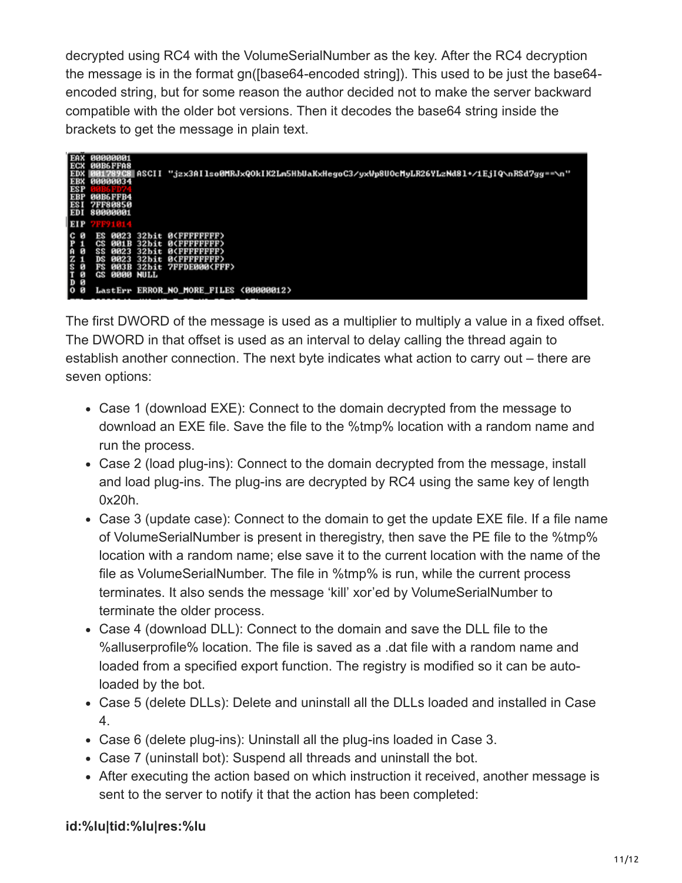decrypted using RC4 with the VolumeSerialNumber as the key. After the RC4 decryption the message is in the format gn([base64-encoded string]). This used to be just the base64-encoded string, but for some reason the author decided not to make the server backward compatible with the older bot versions. Then it decodes the base64 string inside the brackets to get the message in plain text.

```
EAX 00000001
ECX 00B6FFA8
EDX 001789C8 ASCII "jzx3AIlso0MRJxQ0kIK2Lm5HbUaKxHegoC3/yxWp8U0cMyLR26YLzNd8l+/1EjIQ\nRSd7gg==\n"
EBX 00000034
ESP 00B6FD74
EBP 00B6FFB4
ESI 7FF80850
EDI 80000001
EIP 7FF91014
C 0  ES 0023 32bit 0(FFFFFFFF)
P 1  CS 001B 32bit 0(FFFFFFFF)
A 0  SS 0023 32bit 0(FFFFFFFF)
Z 1  DS 0023 32bit 0(FFFFFFFF)
S 0  FS 003B 32bit 7FFDE000(FFF)
T 0  GS 0000 NULL
D 0
O 0  LastErr ERROR_NO_MORE_FILES (00000012)
```

The first DWORD of the message is used as a multiplier to multiply a value in a fixed offset. The DWORD in that offset is used as an interval to delay calling the thread again to establish another connection. The next byte indicates what action to carry out – there are seven options:

- Case 1 (download EXE): Connect to the domain decrypted from the message to download an EXE file. Save the file to the %tmp% location with a random name and run the process.
- Case 2 (load plug-ins): Connect to the domain decrypted from the message, install and load plug-ins. The plug-ins are decrypted by RC4 using the same key of length 0x20h.
- Case 3 (update case): Connect to the domain to get the update EXE file. If a file name of VolumeSerialNumber is present in theregistry, then save the PE file to the %tmp% location with a random name; else save it to the current location with the name of the file as VolumeSerialNumber. The file in %tmp% is run, while the current process terminates. It also sends the message 'kill' xor'ed by VolumeSerialNumber to terminate the older process.
- Case 4 (download DLL): Connect to the domain and save the DLL file to the %alluserprofile% location. The file is saved as a .dat file with a random name and loaded from a specified export function. The registry is modified so it can be auto-loaded by the bot.
- Case 5 (delete DLLs): Delete and uninstall all the DLLs loaded and installed in Case 4.
- Case 6 (delete plug-ins): Uninstall all the plug-ins loaded in Case 3.
- Case 7 (uninstall bot): Suspend all threads and uninstall the bot.
- After executing the action based on which instruction it received, another message is sent to the server to notify it that the action has been completed:

**id:%lu|tid:%lu|res:%lu**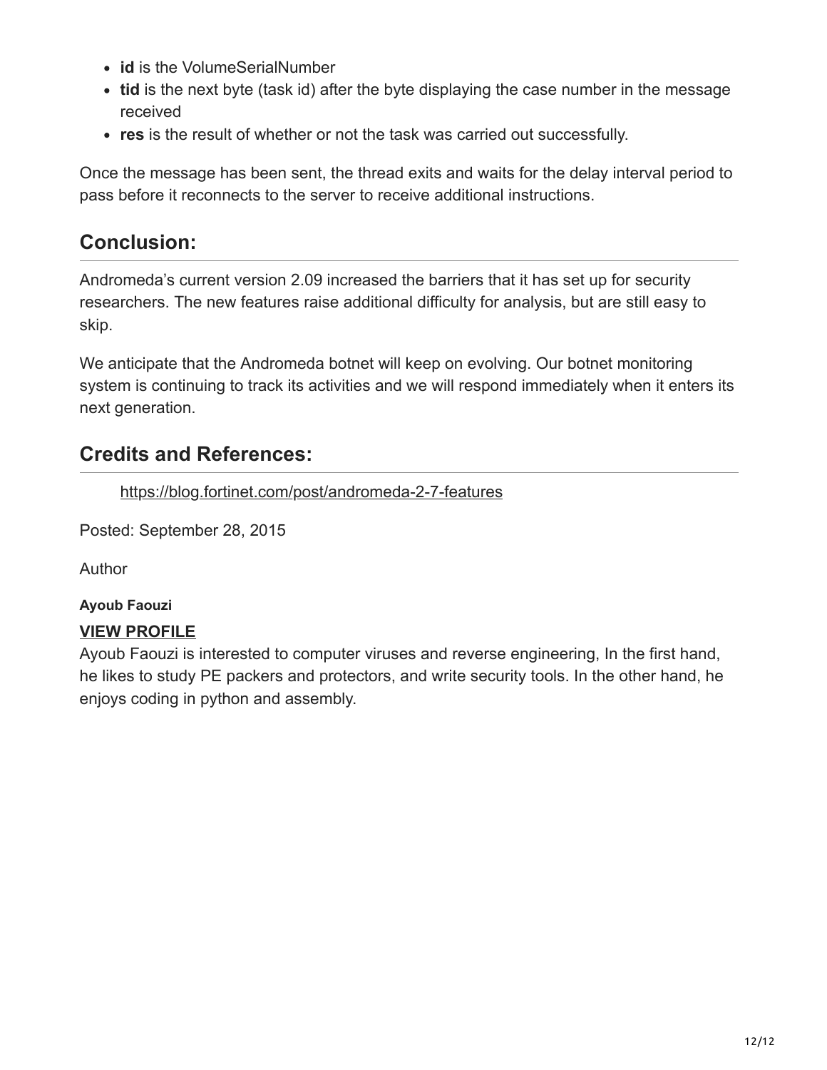- **id** is the VolumeSerialNumber
- **tid** is the next byte (task id) after the byte displaying the case number in the message received
- **res** is the result of whether or not the task was carried out successfully.

Once the message has been sent, the thread exits and waits for the delay interval period to pass before it reconnects to the server to receive additional instructions.

## Conclusion:

Andromeda's current version 2.09 increased the barriers that it has set up for security researchers. The new features raise additional difficulty for analysis, but are still easy to skip.

We anticipate that the Andromeda botnet will keep on evolving. Our botnet monitoring system is continuing to track its activities and we will respond immediately when it enters its next generation.

## Credits and References:

https://blog.fortinet.com/post/andromeda-2-7-features

Posted: September 28, 2015

Author

**Ayoub Faouzi**

**VIEW PROFILE**

Ayoub Faouzi is interested to computer viruses and reverse engineering, In the first hand, he likes to study PE packers and protectors, and write security tools. In the other hand, he enjoys coding in python and assembly.